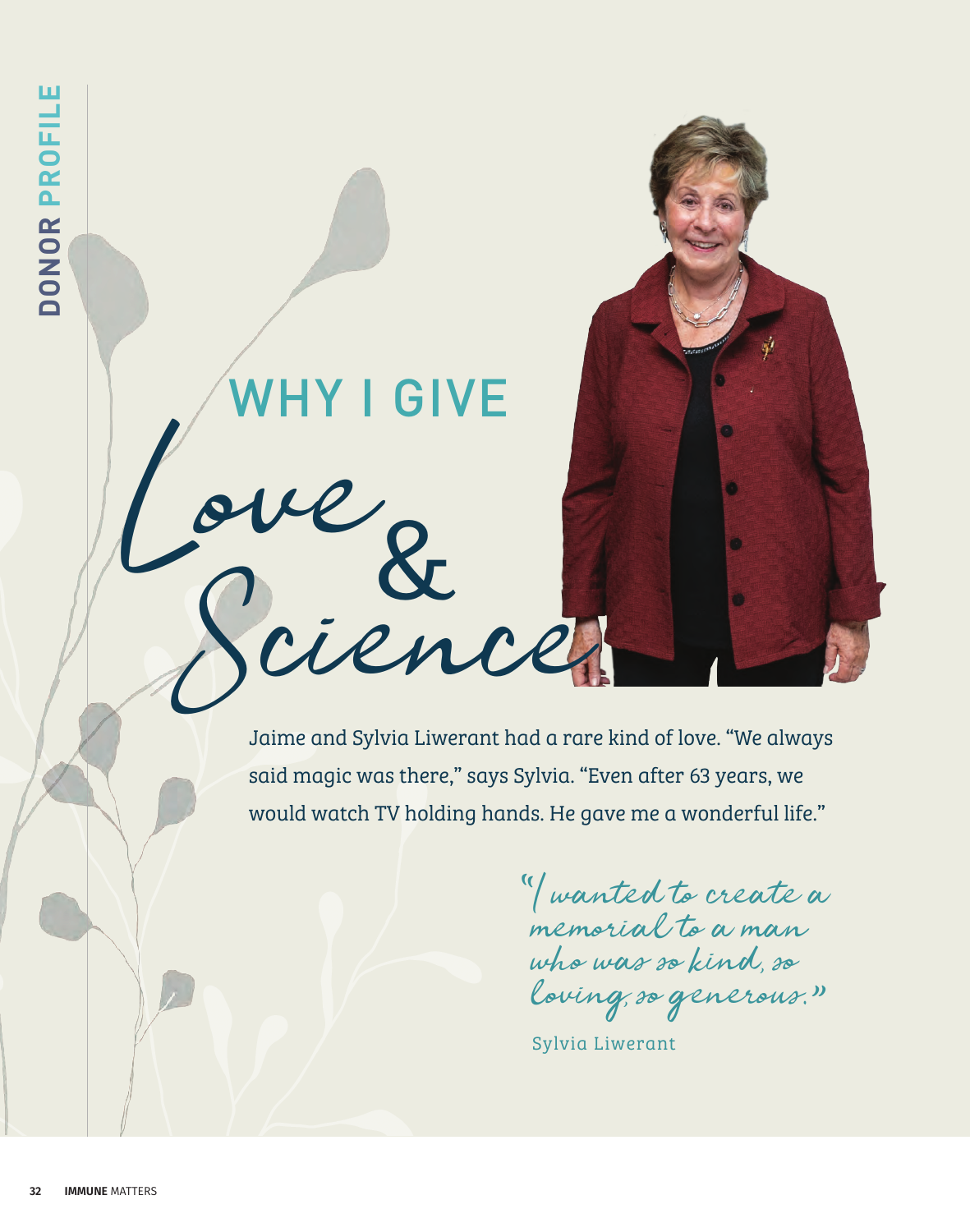DONOR PROFILE

## WHY I GIVE

# Love & Science

Jaime and Sylvia Liwerant had a rare kind of love. “We always said magic was there,” says Sylvia. “Even after 63 years, we would watch TV holding hands. He gave me a wonderful life.”

> “I wanted to create a memorial to a man who was so kind, so loving, so generous.”
>
> Sylvia Liwerant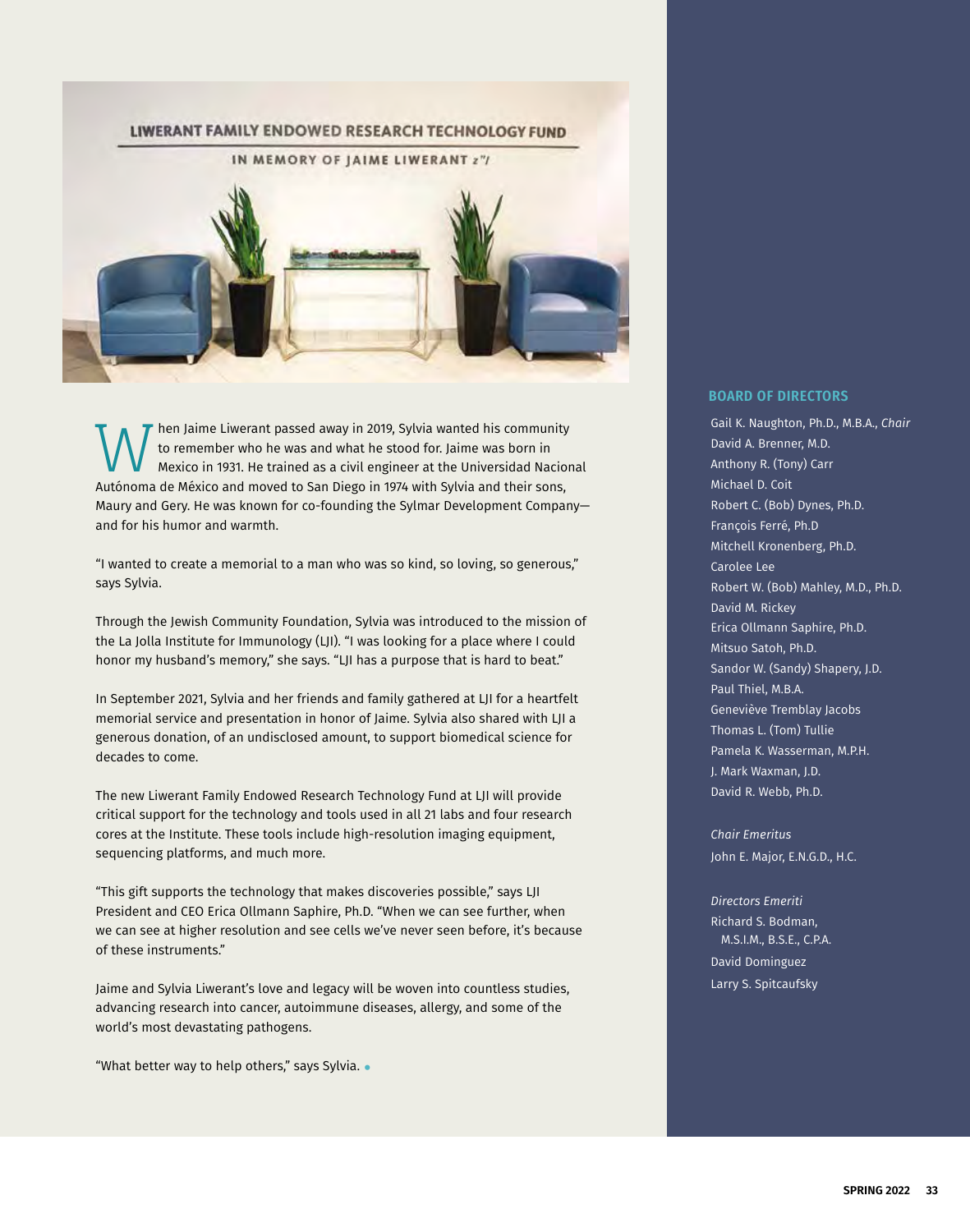When Jaime Liwerant passed away in 2019, Sylvia wanted his community to remember who he was and what he stood for. Jaime was born in Mexico in 1931. He trained as a civil engineer at the Universidad Nacional Autónoma de México and moved to San Diego in 1974 with Sylvia and their sons, Maury and Gery. He was known for co-founding the Sylmar Development Company—and for his humor and warmth.

"I wanted to create a memorial to a man who was so kind, so loving, so generous," says Sylvia.

Through the Jewish Community Foundation, Sylvia was introduced to the mission of the La Jolla Institute for Immunology (LJI). "I was looking for a place where I could honor my husband's memory," she says. "LJI has a purpose that is hard to beat."

In September 2021, Sylvia and her friends and family gathered at LJI for a heartfelt memorial service and presentation in honor of Jaime. Sylvia also shared with LJI a generous donation, of an undisclosed amount, to support biomedical science for decades to come.

The new Liwerant Family Endowed Research Technology Fund at LJI will provide critical support for the technology and tools used in all 21 labs and four research cores at the Institute. These tools include high-resolution imaging equipment, sequencing platforms, and much more.

"This gift supports the technology that makes discoveries possible," says LJI President and CEO Erica Ollmann Saphire, Ph.D. "When we can see further, when we can see at higher resolution and see cells we've never seen before, it's because of these instruments."

Jaime and Sylvia Liwerant's love and legacy will be woven into countless studies, advancing research into cancer, autoimmune diseases, allergy, and some of the world's most devastating pathogens.

"What better way to help others," says Sylvia.

## BOARD OF DIRECTORS

Gail K. Naughton, Ph.D., M.B.A., *Chair*
David A. Brenner, M.D.
Anthony R. (Tony) Carr
Michael D. Coit
Robert C. (Bob) Dynes, Ph.D.
François Ferré, Ph.D
Mitchell Kronenberg, Ph.D.
Carolee Lee
Robert W. (Bob) Mahley, M.D., Ph.D.
David M. Rickey
Erica Ollmann Saphire, Ph.D.
Mitsuo Satoh, Ph.D.
Sandor W. (Sandy) Shapery, J.D.
Paul Thiel, M.B.A.
Geneviève Tremblay Jacobs
Thomas L. (Tom) Tullie
Pamela K. Wasserman, M.P.H.
J. Mark Waxman, J.D.
David R. Webb, Ph.D.

*Chair Emeritus*
John E. Major, E.N.G.D., H.C.

*Directors Emeriti*
Richard S. Bodman, M.S.I.M., B.S.E., C.P.A.
David Dominguez
Larry S. Spitcaufsky